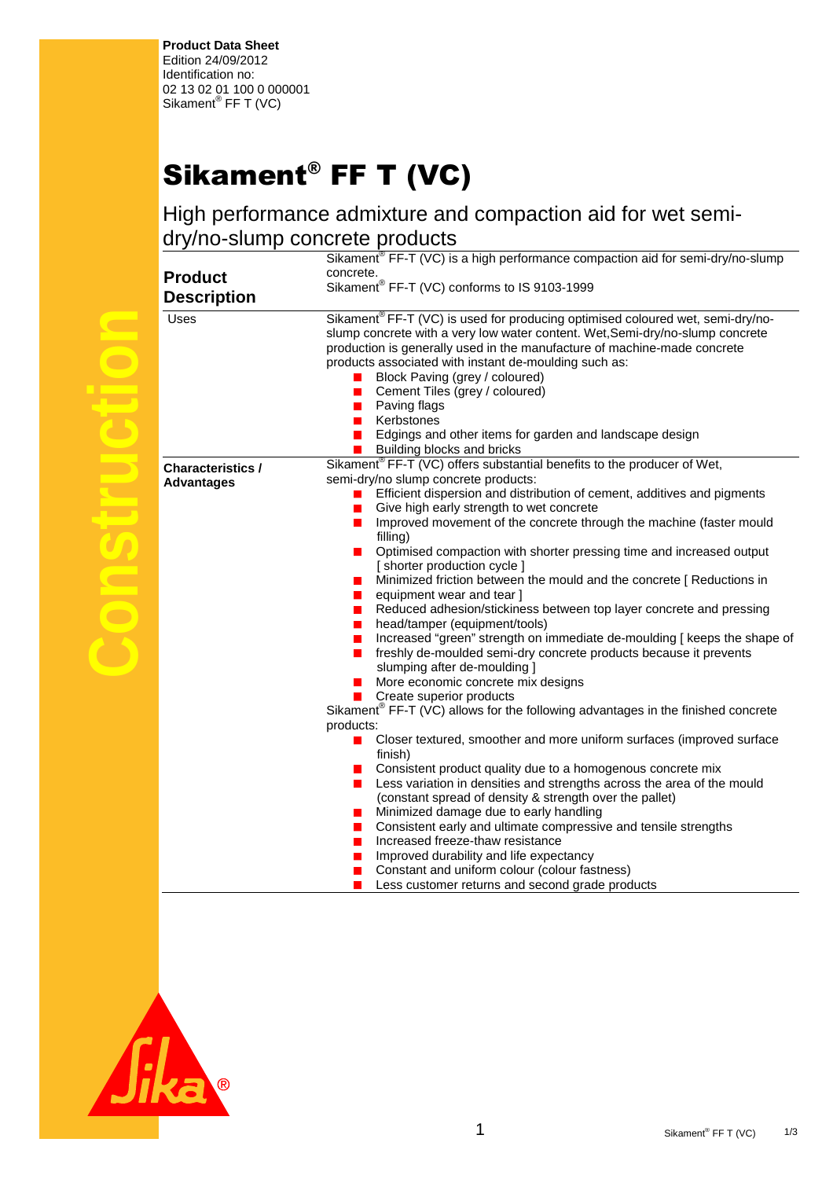**Product Data Sheet**
Edition 24/09/2012
Identification no:
02 13 02 01 100 0 000001
Sikament® FF T (VC)

# Sikament® FF T (VC)

## High performance admixture and compaction aid for wet semi-dry/no-slump concrete products

### Product Description

Sikament® FF-T (VC) is a high performance compaction aid for semi-dry/no-slump concrete.
Sikament® FF-T (VC) conforms to IS 9103-1999

### Uses

Sikament® FF-T (VC) is used for producing optimised coloured wet, semi-dry/no-slump concrete with a very low water content. Wet,Semi-dry/no-slump concrete production is generally used in the manufacture of machine-made concrete products associated with instant de-moulding such as:

- Block Paving (grey / coloured)
- Cement Tiles (grey / coloured)
- Paving flags
- Kerbstones
- Edgings and other items for garden and landscape design
- Building blocks and bricks

### Characteristics / Advantages

Sikament® FF-T (VC) offers substantial benefits to the producer of Wet, semi-dry/no slump concrete products:

- Efficient dispersion and distribution of cement, additives and pigments
- Give high early strength to wet concrete
- Improved movement of the concrete through the machine (faster mould filling)
- Optimised compaction with shorter pressing time and increased output [ shorter production cycle ]
- Minimized friction between the mould and the concrete [ Reductions in equipment wear and tear ]
- Reduced adhesion/stickiness between top layer concrete and pressing head/tamper (equipment/tools)
- Increased "green" strength on immediate de-moulding [ keeps the shape of freshly de-moulded semi-dry concrete products because it prevents slumping after de-moulding ]
- More economic concrete mix designs
- Create superior products

Sikament® FF-T (VC) allows for the following advantages in the finished concrete products:

- Closer textured, smoother and more uniform surfaces (improved surface finish)
- Consistent product quality due to a homogenous concrete mix
- Less variation in densities and strengths across the area of the mould (constant spread of density & strength over the pallet)
- Minimized damage due to early handling
- Consistent early and ultimate compressive and tensile strengths
- Increased freeze-thaw resistance
- Improved durability and life expectancy
- Constant and uniform colour (colour fastness)
- Less customer returns and second grade products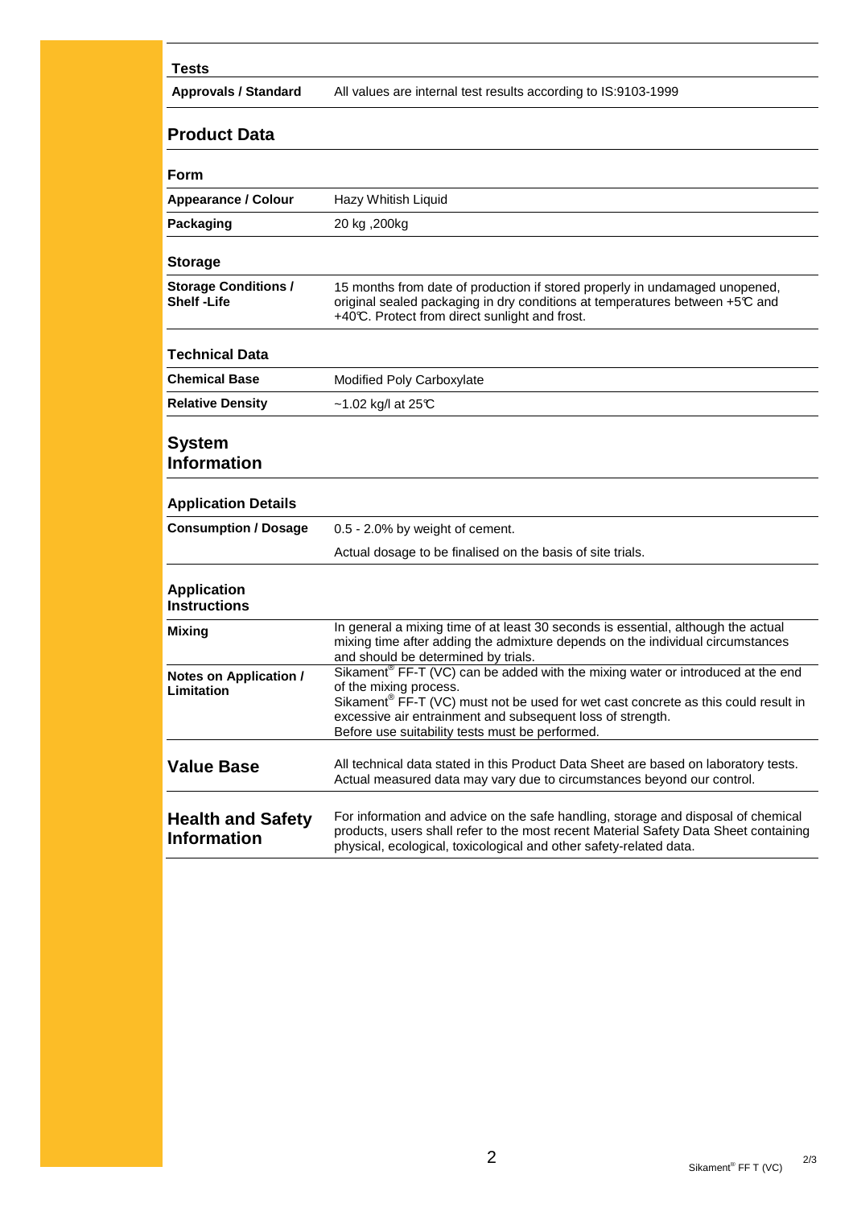## Tests

| | |
|---|---|
| **Approvals / Standard** | All values are internal test results according to IS:9103-1999 |

## Product Data

### Form

| | |
|---|---|
| **Appearance / Colour** | Hazy Whitish Liquid |
| **Packaging** | 20 kg ,200kg |

### Storage

| | |
|---|---|
| **Storage Conditions / Shelf -Life** | 15 months from date of production if stored properly in undamaged unopened, original sealed packaging in dry conditions at temperatures between +5°C and +40°C. Protect from direct sunlight and frost. |

### Technical Data

| | |
|---|---|
| **Chemical Base** | Modified Poly Carboxylate |
| **Relative Density** | ~1.02 kg/l at 25°C |

## System Information

### Application Details

| | |
|---|---|
| **Consumption / Dosage** | 0.5 - 2.0% by weight of cement.<br>Actual dosage to be finalised on the basis of site trials. |

### Application Instructions

| | |
|---|---|
| **Mixing** | In general a mixing time of at least 30 seconds is essential, although the actual mixing time after adding the admixture depends on the individual circumstances and should be determined by trials. |
| **Notes on Application / Limitation** | Sikament® FF-T (VC) can be added with the mixing water or introduced at the end of the mixing process.<br>Sikament® FF-T (VC) must not be used for wet cast concrete as this could result in excessive air entrainment and subsequent loss of strength.<br>Before use suitability tests must be performed. |

## Value Base

All technical data stated in this Product Data Sheet are based on laboratory tests. Actual measured data may vary due to circumstances beyond our control.

## Health and Safety Information

For information and advice on the safe handling, storage and disposal of chemical products, users shall refer to the most recent Material Safety Data Sheet containing physical, ecological, toxicological and other safety-related data.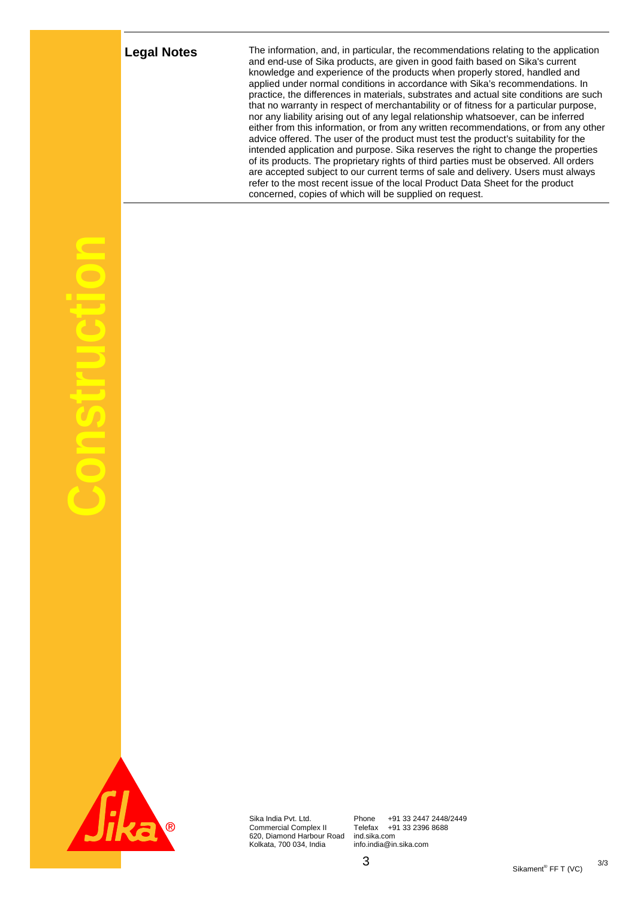## Legal Notes

The information, and, in particular, the recommendations relating to the application and end-use of Sika products, are given in good faith based on Sika's current knowledge and experience of the products when properly stored, handled and applied under normal conditions in accordance with Sika's recommendations. In practice, the differences in materials, substrates and actual site conditions are such that no warranty in respect of merchantability or of fitness for a particular purpose, nor any liability arising out of any legal relationship whatsoever, can be inferred either from this information, or from any written recommendations, or from any other advice offered. The user of the product must test the product's suitability for the intended application and purpose. Sika reserves the right to change the properties of its products. The proprietary rights of third parties must be observed. All orders are accepted subject to our current terms of sale and delivery. Users must always refer to the most recent issue of the local Product Data Sheet for the product concerned, copies of which will be supplied on request.

Construction

Sika India Pvt. Ltd.
Commercial Complex II
620, Diamond Harbour Road
Kolkata, 700 034, India

Phone +91 33 2447 2448/2449
Telefax +91 33 2396 8688
ind.sika.com
info.india@in.sika.com